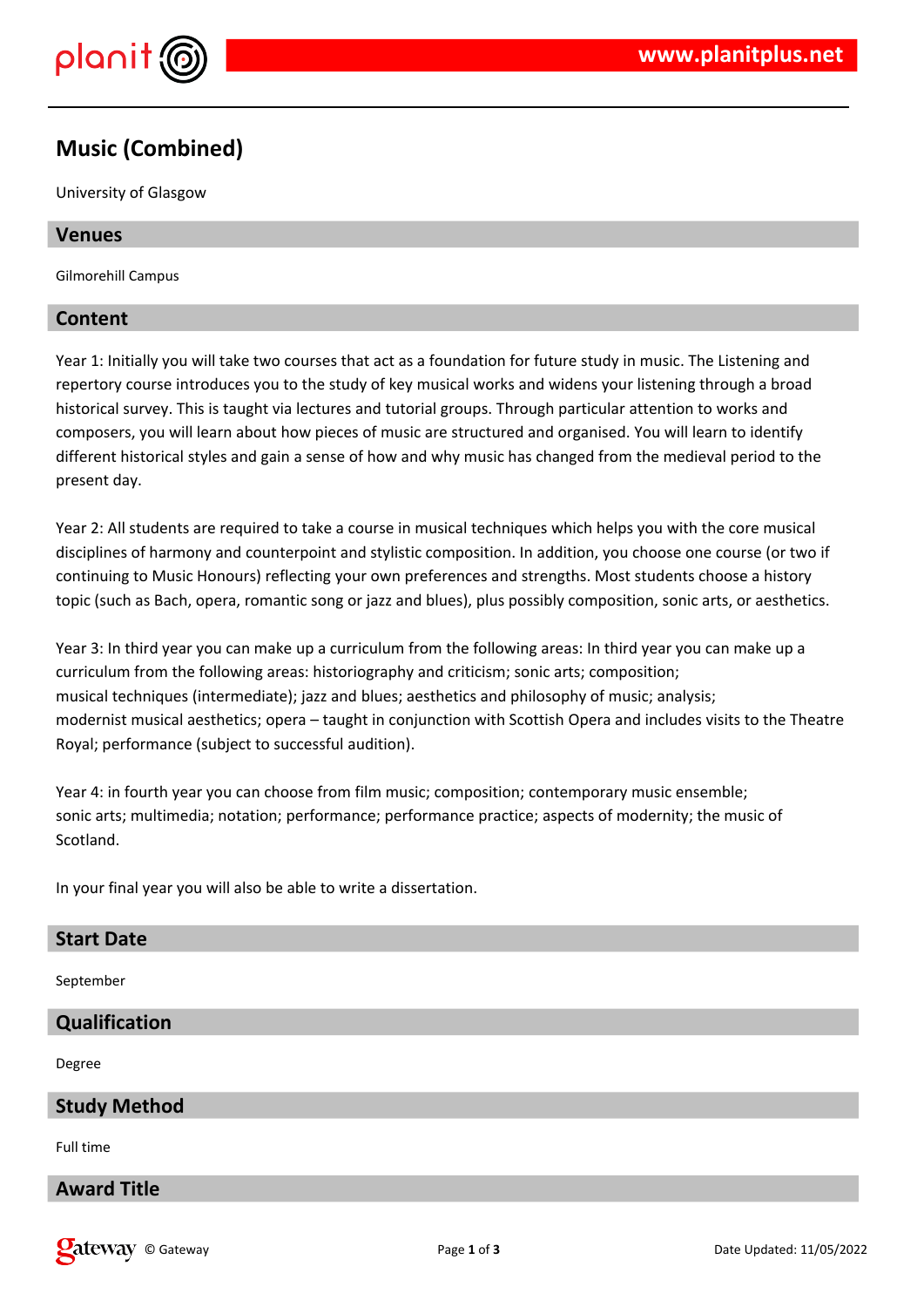# Music (Combined)

University of Glasgow

## Venues

Gilmorehill Campus

## Content

Year 1: Initially you will take two courses that act as a foundation for future study in music. The Listening and repertory course introduces you to the study of key musical works and widens your listening through a broad historical survey. This is taught via lectures and tutorial groups. Through particular attention to works and composers, you will learn about how pieces of music are structured and organised. You will learn to identify different historical styles and gain a sense of how and why music has changed from the medieval period to the present day.

Year 2: All students are required to take a course in musical techniques which helps you with the core musical disciplines of harmony and counterpoint and stylistic composition. In addition, you choose one course (or two if continuing to Music Honours) reflecting your own preferences and strengths. Most students choose a history topic (such as Bach, opera, romantic song or jazz and blues), plus possibly composition, sonic arts, or aesthetics.

Year 3: In third year you can make up a curriculum from the following areas: In third year you can make up a curriculum from the following areas: historiography and criticism; sonic arts; composition; musical techniques (intermediate); jazz and blues; aesthetics and philosophy of music; analysis; modernist musical aesthetics; opera – taught in conjunction with Scottish Opera and includes visits to the Theatre Royal; performance (subject to successful audition).

Year 4: in fourth year you can choose from film music; composition; contemporary music ensemble; sonic arts; multimedia; notation; performance; performance practice; aspects of modernity; the music of Scotland.

In your final year you will also be able to write a dissertation.

## Start Date

September

## Qualification

Degree

## Study Method

Full time

## Award Title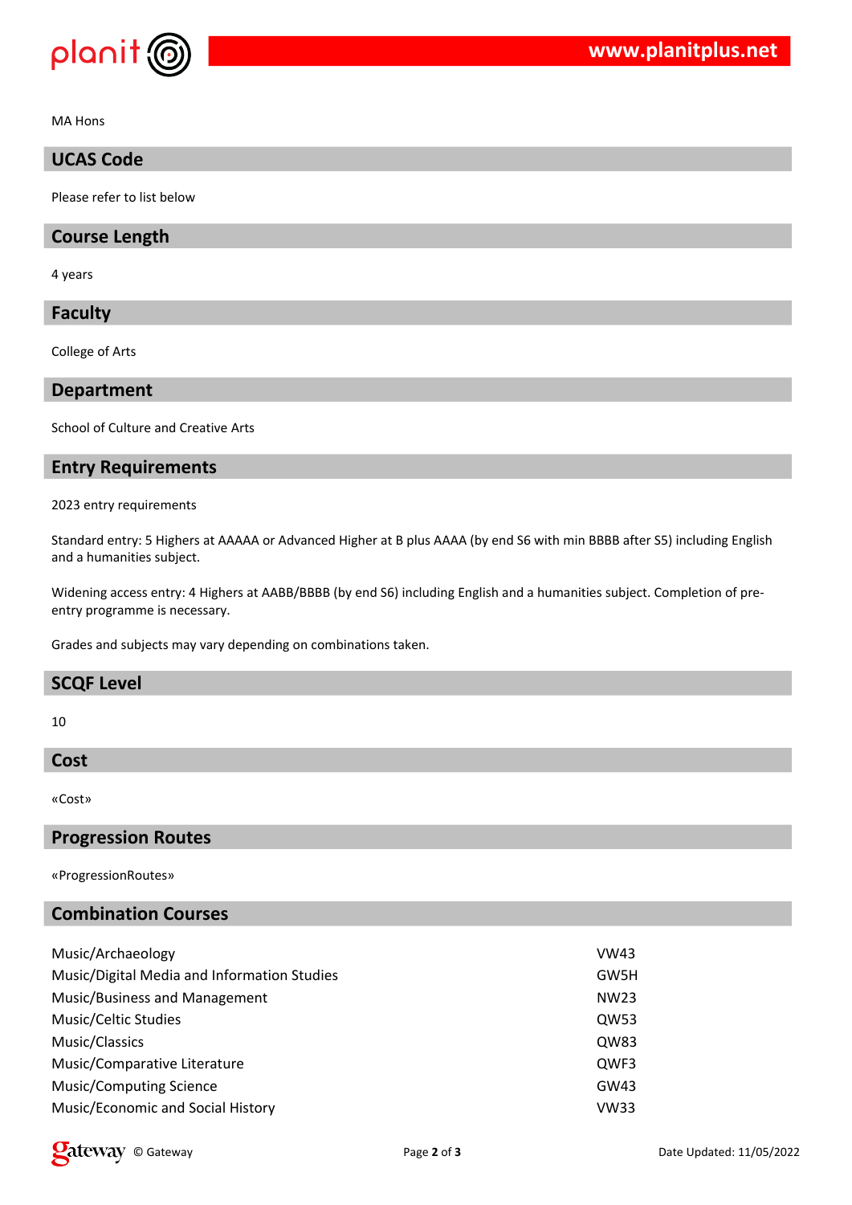MA Hons

## UCAS Code

Please refer to list below

## Course Length

4 years

## Faculty

College of Arts

## Department

School of Culture and Creative Arts

## Entry Requirements

2023 entry requirements

Standard entry: 5 Highers at AAAAA or Advanced Higher at B plus AAAA (by end S6 with min BBBB after S5) including English and a humanities subject.

Widening access entry: 4 Highers at AABB/BBBB (by end S6) including English and a humanities subject. Completion of pre-entry programme is necessary.

Grades and subjects may vary depending on combinations taken.

## SCQF Level

10

## Cost

«Cost»

## Progression Routes

«ProgressionRoutes»

## Combination Courses

| | |
|---|---|
| Music/Archaeology | VW43 |
| Music/Digital Media and Information Studies | GW5H |
| Music/Business and Management | NW23 |
| Music/Celtic Studies | QW53 |
| Music/Classics | QW83 |
| Music/Comparative Literature | QWF3 |
| Music/Computing Science | GW43 |
| Music/Economic and Social History | VW33 |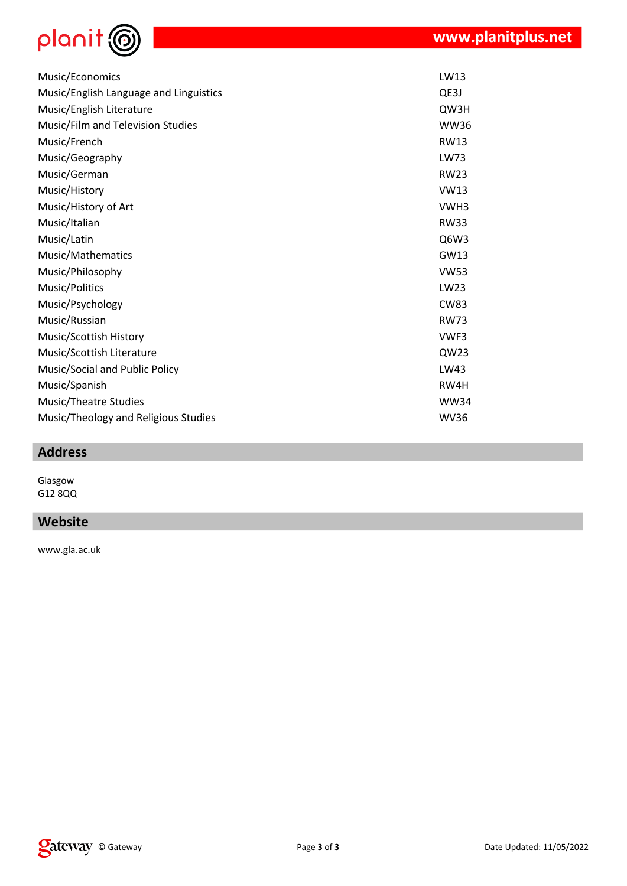| | |
|---|---|
| Music/Economics | LW13 |
| Music/English Language and Linguistics | QE3J |
| Music/English Literature | QW3H |
| Music/Film and Television Studies | WW36 |
| Music/French | RW13 |
| Music/Geography | LW73 |
| Music/German | RW23 |
| Music/History | VW13 |
| Music/History of Art | VWH3 |
| Music/Italian | RW33 |
| Music/Latin | Q6W3 |
| Music/Mathematics | GW13 |
| Music/Philosophy | VW53 |
| Music/Politics | LW23 |
| Music/Psychology | CW83 |
| Music/Russian | RW73 |
| Music/Scottish History | VWF3 |
| Music/Scottish Literature | QW23 |
| Music/Social and Public Policy | LW43 |
| Music/Spanish | RW4H |
| Music/Theatre Studies | WW34 |
| Music/Theology and Religious Studies | WV36 |

## Address

Glasgow
G12 8QQ

## Website

www.gla.ac.uk